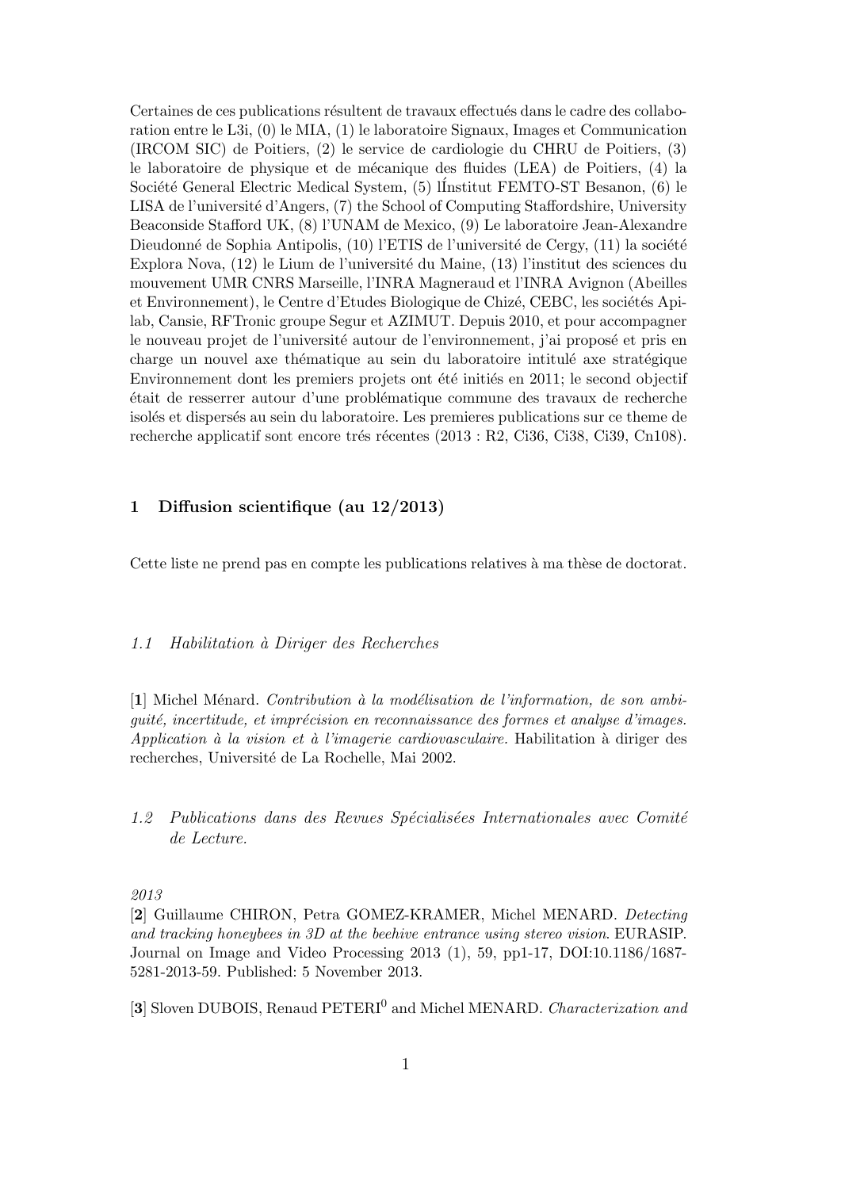Certaines de ces publications résultent de travaux effectués dans le cadre des collaboration entre le L3i, (0) le MIA, (1) le laboratoire Signaux, Images et Communication (IRCOM SIC) de Poitiers, (2) le service de cardiologie du CHRU de Poitiers, (3) le laboratoire de physique et de mécanique des fluides (LEA) de Poitiers, (4) la Société General Electric Medical System, (5) lÍnstitut FEMTO-ST Besanon, (6) le LISA de l'université d'Angers, (7) the School of Computing Staffordshire, University Beaconside Stafford UK, (8) l'UNAM de Mexico, (9) Le laboratoire Jean-Alexandre Dieudonné de Sophia Antipolis, (10) l'ETIS de l'université de Cergy, (11) la société Explora Nova, (12) le Lium de l'université du Maine, (13) l'institut des sciences du mouvement UMR CNRS Marseille, l'INRA Magneraud et l'INRA Avignon (Abeilles et Environnement), le Centre d'Etudes Biologique de Chizé, CEBC, les sociétés Apilab, Cansie, RFTronic groupe Segur et AZIMUT. Depuis 2010, et pour accompagner le nouveau projet de l'université autour de l'environnement, j'ai proposé et pris en charge un nouvel axe thématique au sein du laboratoire intitulé axe stratégique Environnement dont les premiers projets ont été initiés en 2011; le second objectif était de resserrer autour d'une problématique commune des travaux de recherche isolés et dispersés au sein du laboratoire. Les premieres publications sur ce theme de recherche applicatif sont encore trés récentes (2013 : R2, Ci36, Ci38, Ci39, Cn108).

# 1 Diffusion scientifique (au 12/2013)

Cette liste ne prend pas en compte les publications relatives à ma thèse de doctorat.

## 1.1 *Habilitation à Diriger des Recherches*

[**1**] Michel Ménard. *Contribution à la modélisation de l'information, de son ambiguité, incertitude, et imprécision en reconnaissance des formes et analyse d'images. Application à la vision et à l'imagerie cardiovasculaire.* Habilitation à diriger des recherches, Université de La Rochelle, Mai 2002.

## 1.2 *Publications dans des Revues Spécialisées Internationales avec Comité de Lecture.*

*2013*

[**2**] Guillaume CHIRON, Petra GOMEZ-KRAMER, Michel MENARD. *Detecting and tracking honeybees in 3D at the beehive entrance using stereo vision.* EURASIP. Journal on Image and Video Processing 2013 (1), 59, pp1-17, DOI:10.1186/1687-5281-2013-59. Published: 5 November 2013.

[**3**] Sloven DUBOIS, Renaud PETERI[0] and Michel MENARD. *Characterization and*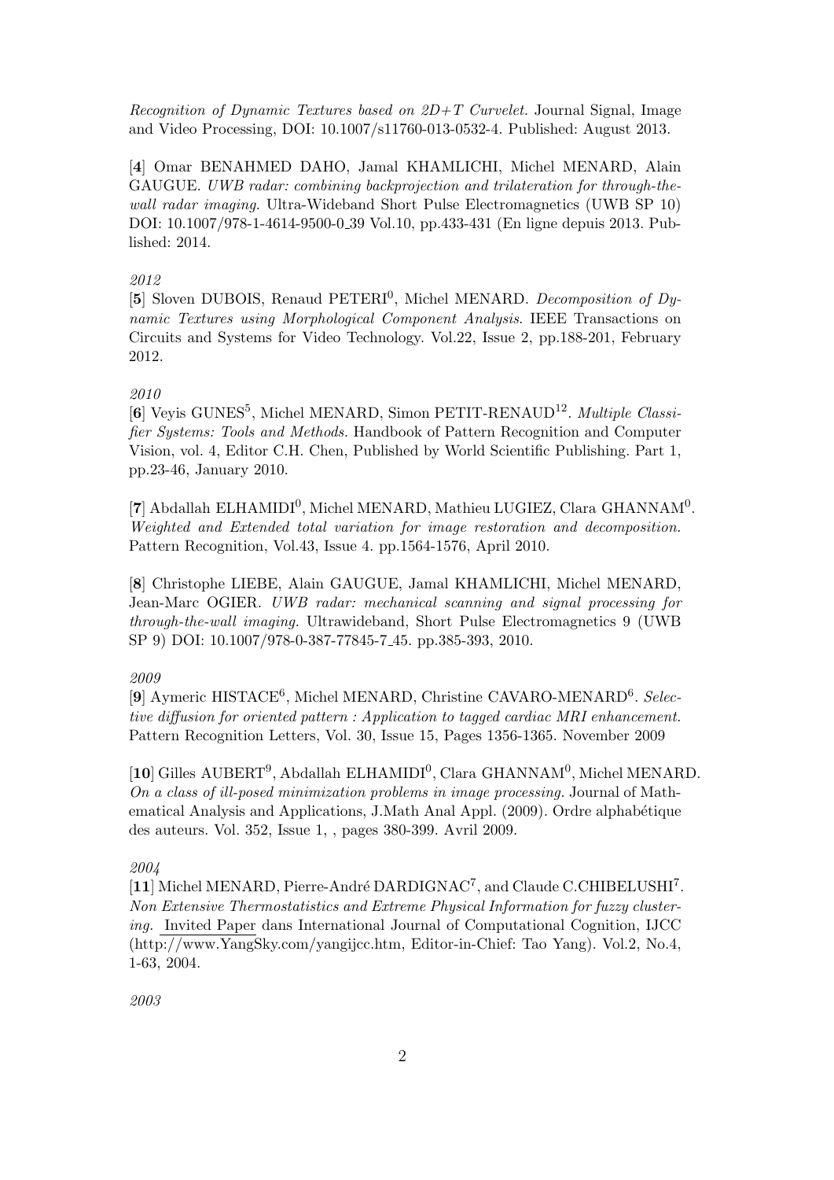*Recognition of Dynamic Textures based on 2D+T Curvelet.* Journal Signal, Image and Video Processing, DOI: 10.1007/s11760-013-0532-4. Published: August 2013.

[**4**] Omar BENAHMED DAHO, Jamal KHAMLICHI, Michel MENARD, Alain GAUGUE. *UWB radar: combining backprojection and trilateration for through-the-wall radar imaging.* Ultra-Wideband Short Pulse Electromagnetics (UWB SP 10) DOI: 10.1007/978-1-4614-9500-0_39 Vol.10, pp.433-431 (En ligne depuis 2013. Published: 2014.

*2012*

[**5**] Sloven DUBOIS, Renaud PETERI[0], Michel MENARD. *Decomposition of Dynamic Textures using Morphological Component Analysis.* IEEE Transactions on Circuits and Systems for Video Technology. Vol.22, Issue 2, pp.188-201, February 2012.

*2010*

[**6**] Veyis GUNES[5], Michel MENARD, Simon PETIT-RENAUD[12]. *Multiple Classifier Systems: Tools and Methods.* Handbook of Pattern Recognition and Computer Vision, vol. 4, Editor C.H. Chen, Published by World Scientific Publishing. Part 1, pp.23-46, January 2010.

[**7**] Abdallah ELHAMIDI[0], Michel MENARD, Mathieu LUGIEZ, Clara GHANNAM[0]. *Weighted and Extended total variation for image restoration and decomposition.* Pattern Recognition, Vol.43, Issue 4. pp.1564-1576, April 2010.

[**8**] Christophe LIEBE, Alain GAUGUE, Jamal KHAMLICHI, Michel MENARD, Jean-Marc OGIER. *UWB radar: mechanical scanning and signal processing for through-the-wall imaging.* Ultrawideband, Short Pulse Electromagnetics 9 (UWB SP 9) DOI: 10.1007/978-0-387-77845-7_45. pp.385-393, 2010.

*2009*

[**9**] Aymeric HISTACE[6], Michel MENARD, Christine CAVARO-MENARD[6]. *Selective diffusion for oriented pattern : Application to tagged cardiac MRI enhancement.* Pattern Recognition Letters, Vol. 30, Issue 15, Pages 1356-1365. November 2009

[**10**] Gilles AUBERT[9], Abdallah ELHAMIDI[0], Clara GHANNAM[0], Michel MENARD. *On a class of ill-posed minimization problems in image processing.* Journal of Mathematical Analysis and Applications, J.Math Anal Appl. (2009). Ordre alphabétique des auteurs. Vol. 352, Issue 1, , pages 380-399. Avril 2009.

*2004*

[**11**] Michel MENARD, Pierre-André DARDIGNAC[7], and Claude C.CHIBELUSHI[7]. *Non Extensive Thermostatistics and Extreme Physical Information for fuzzy clustering.* Invited Paper dans International Journal of Computational Cognition, IJCC (http://www.YangSky.com/yangijcc.htm, Editor-in-Chief: Tao Yang). Vol.2, No.4, 1-63, 2004.

*2003*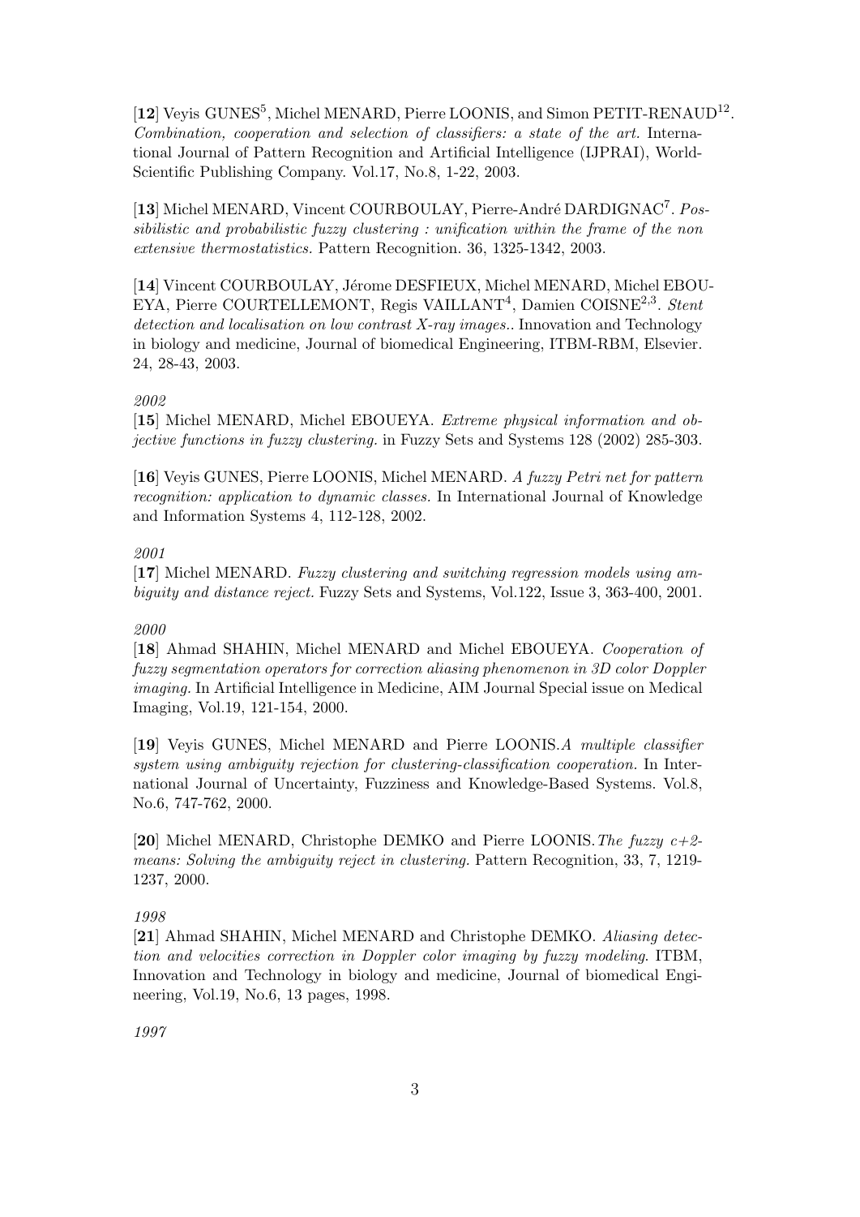[**12**] Veyis GUNES[5], Michel MENARD, Pierre LOONIS, and Simon PETIT-RENAUD[12]. *Combination, cooperation and selection of classifiers: a state of the art.* International Journal of Pattern Recognition and Artificial Intelligence (IJPRAI), World-Scientific Publishing Company. Vol.17, No.8, 1-22, 2003.

[**13**] Michel MENARD, Vincent COURBOULAY, Pierre-André DARDIGNAC[7]. *Possibilistic and probabilistic fuzzy clustering : unification within the frame of the non extensive thermostatistics.* Pattern Recognition. 36, 1325-1342, 2003.

[**14**] Vincent COURBOULAY, Jérome DESFIEUX, Michel MENARD, Michel EBOUEYA, Pierre COURTELLEMONT, Regis VAILLANT[4], Damien COISNE[2,3]. *Stent detection and localisation on low contrast X-ray images.*. Innovation and Technology in biology and medicine, Journal of biomedical Engineering, ITBM-RBM, Elsevier. 24, 28-43, 2003.

*2002*

[**15**] Michel MENARD, Michel EBOUEYA. *Extreme physical information and objective functions in fuzzy clustering.* in Fuzzy Sets and Systems 128 (2002) 285-303.

[**16**] Veyis GUNES, Pierre LOONIS, Michel MENARD. *A fuzzy Petri net for pattern recognition: application to dynamic classes.* In International Journal of Knowledge and Information Systems 4, 112-128, 2002.

*2001*

[**17**] Michel MENARD. *Fuzzy clustering and switching regression models using ambiguity and distance reject.* Fuzzy Sets and Systems, Vol.122, Issue 3, 363-400, 2001.

*2000*

[**18**] Ahmad SHAHIN, Michel MENARD and Michel EBOUEYA. *Cooperation of fuzzy segmentation operators for correction aliasing phenomenon in 3D color Doppler imaging.* In Artificial Intelligence in Medicine, AIM Journal Special issue on Medical Imaging, Vol.19, 121-154, 2000.

[**19**] Veyis GUNES, Michel MENARD and Pierre LOONIS.*A multiple classifier system using ambiguity rejection for clustering-classification cooperation.* In International Journal of Uncertainty, Fuzziness and Knowledge-Based Systems. Vol.8, No.6, 747-762, 2000.

[**20**] Michel MENARD, Christophe DEMKO and Pierre LOONIS.*The fuzzy c+2-means: Solving the ambiguity reject in clustering.* Pattern Recognition, 33, 7, 1219-1237, 2000.

*1998*

[**21**] Ahmad SHAHIN, Michel MENARD and Christophe DEMKO. *Aliasing detection and velocities correction in Doppler color imaging by fuzzy modeling.* ITBM, Innovation and Technology in biology and medicine, Journal of biomedical Engineering, Vol.19, No.6, 13 pages, 1998.

*1997*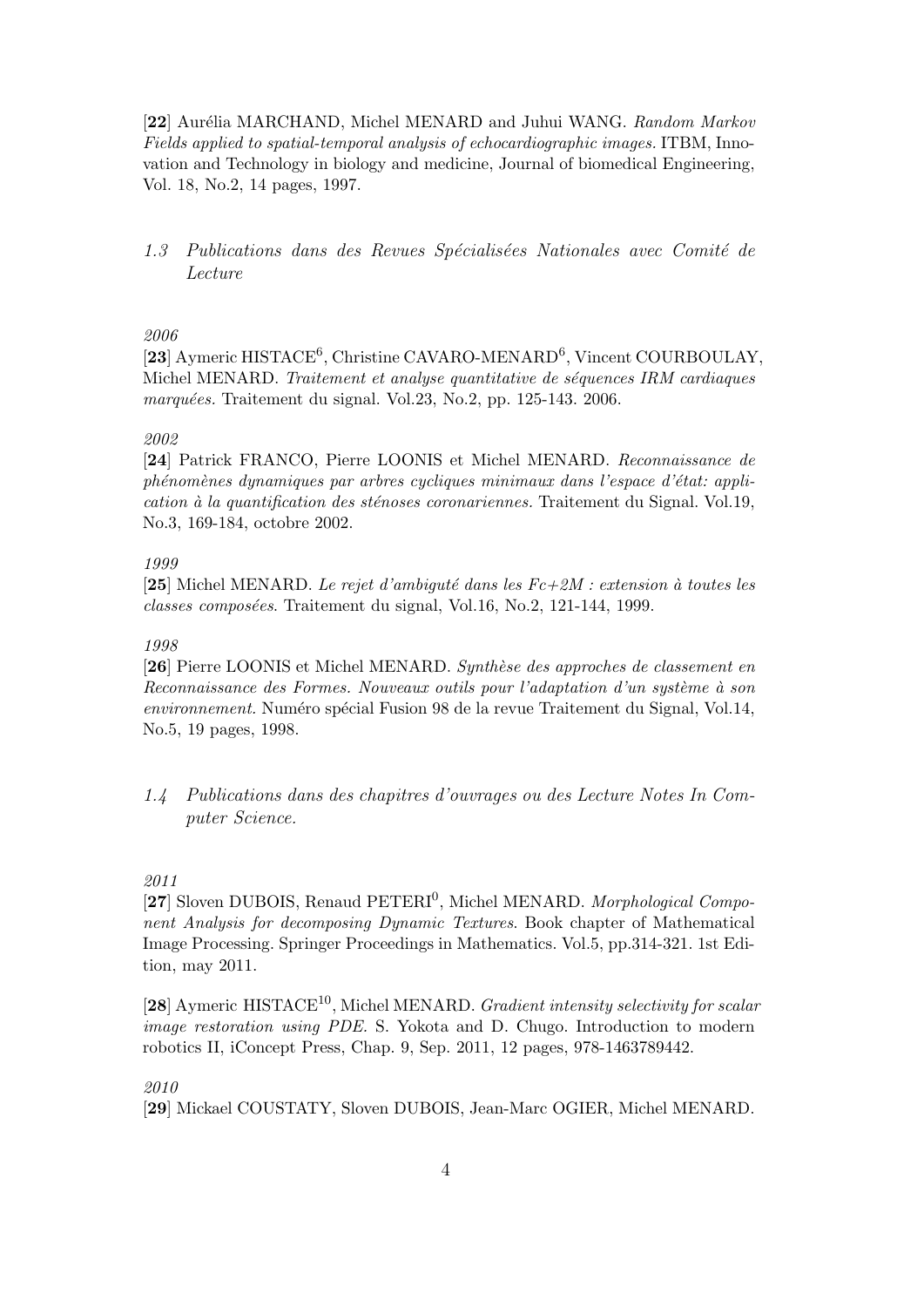[**22**] Aurélia MARCHAND, Michel MENARD and Juhui WANG. *Random Markov Fields applied to spatial-temporal analysis of echocardiographic images.* ITBM, Innovation and Technology in biology and medicine, Journal of biomedical Engineering, Vol. 18, No.2, 14 pages, 1997.

### *1.3 Publications dans des Revues Spécialisées Nationales avec Comité de Lecture*

*2006*

[**23**] Aymeric HISTACE[6], Christine CAVARO-MENARD[6], Vincent COURBOULAY, Michel MENARD. *Traitement et analyse quantitative de séquences IRM cardiaques marquées.* Traitement du signal. Vol.23, No.2, pp. 125-143. 2006.

*2002*

[**24**] Patrick FRANCO, Pierre LOONIS et Michel MENARD. *Reconnaissance de phénomènes dynamiques par arbres cycliques minimaux dans l'espace d'état: application à la quantification des sténoses coronariennes.* Traitement du Signal. Vol.19, No.3, 169-184, octobre 2002.

*1999*

[**25**] Michel MENARD. *Le rejet d'ambiguté dans les Fc+2M : extension à toutes les classes composées.* Traitement du signal, Vol.16, No.2, 121-144, 1999.

*1998*

[**26**] Pierre LOONIS et Michel MENARD. *Synthèse des approches de classement en Reconnaissance des Formes. Nouveaux outils pour l'adaptation d'un système à son environnement.* Numéro spécial Fusion 98 de la revue Traitement du Signal, Vol.14, No.5, 19 pages, 1998.

### *1.4 Publications dans des chapitres d'ouvrages ou des Lecture Notes In Computer Science.*

*2011*

[**27**] Sloven DUBOIS, Renaud PETERI[0], Michel MENARD. *Morphological Component Analysis for decomposing Dynamic Textures.* Book chapter of Mathematical Image Processing. Springer Proceedings in Mathematics. Vol.5, pp.314-321. 1st Edition, may 2011.

[**28**] Aymeric HISTACE[10], Michel MENARD. *Gradient intensity selectivity for scalar image restoration using PDE.* S. Yokota and D. Chugo. Introduction to modern robotics II, iConcept Press, Chap. 9, Sep. 2011, 12 pages, 978-1463789442.

*2010*

[**29**] Mickael COUSTATY, Sloven DUBOIS, Jean-Marc OGIER, Michel MENARD.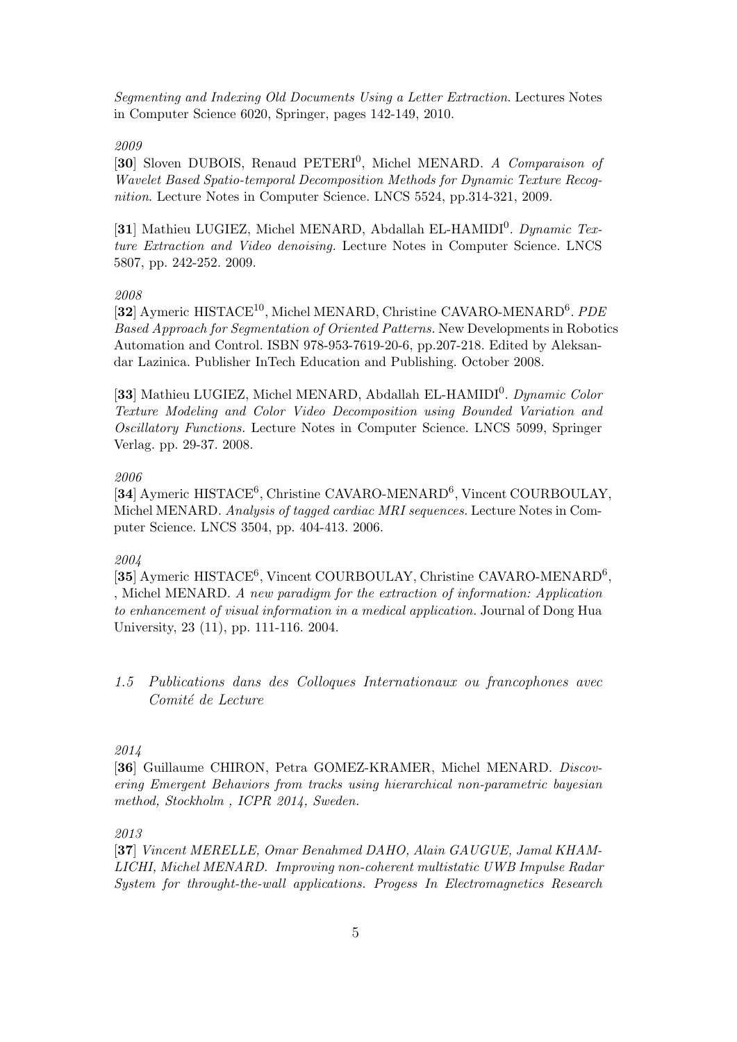*Segmenting and Indexing Old Documents Using a Letter Extraction*. Lectures Notes in Computer Science 6020, Springer, pages 142-149, 2010.

*2009*

[**30**] Sloven DUBOIS, Renaud PETERI[0], Michel MENARD. *A Comparaison of Wavelet Based Spatio-temporal Decomposition Methods for Dynamic Texture Recognition*. Lecture Notes in Computer Science. LNCS 5524, pp.314-321, 2009.

[**31**] Mathieu LUGIEZ, Michel MENARD, Abdallah EL-HAMIDI[0]. *Dynamic Texture Extraction and Video denoising.* Lecture Notes in Computer Science. LNCS 5807, pp. 242-252. 2009.

*2008*

[**32**] Aymeric HISTACE[10], Michel MENARD, Christine CAVARO-MENARD[6]. *PDE Based Approach for Segmentation of Oriented Patterns.* New Developments in Robotics Automation and Control. ISBN 978-953-7619-20-6, pp.207-218. Edited by Aleksandar Lazinica. Publisher InTech Education and Publishing. October 2008.

[**33**] Mathieu LUGIEZ, Michel MENARD, Abdallah EL-HAMIDI[0]. *Dynamic Color Texture Modeling and Color Video Decomposition using Bounded Variation and Oscillatory Functions.* Lecture Notes in Computer Science. LNCS 5099, Springer Verlag. pp. 29-37. 2008.

*2006*

[**34**] Aymeric HISTACE[6], Christine CAVARO-MENARD[6], Vincent COURBOULAY, Michel MENARD. *Analysis of tagged cardiac MRI sequences.* Lecture Notes in Computer Science. LNCS 3504, pp. 404-413. 2006.

*2004*

[**35**] Aymeric HISTACE[6], Vincent COURBOULAY, Christine CAVARO-MENARD[6], , Michel MENARD. *A new paradigm for the extraction of information: Application to enhancement of visual information in a medical application.* Journal of Dong Hua University, 23 (11), pp. 111-116. 2004.

## *1.5 Publications dans des Colloques Internationaux ou francophones avec Comité de Lecture*

*2014*

[**36**] Guillaume CHIRON, Petra GOMEZ-KRAMER, Michel MENARD. *Discovering Emergent Behaviors from tracks using hierarchical non-parametric bayesian method, Stockholm , ICPR 2014, Sweden.*

*2013*

[**37**] *Vincent MERELLE, Omar Benahmed DAHO, Alain GAUGUE, Jamal KHAMLICHI, Michel MENARD. Improving non-coherent multistatic UWB Impulse Radar System for throught-the-wall applications. Progess In Electromagnetics Research*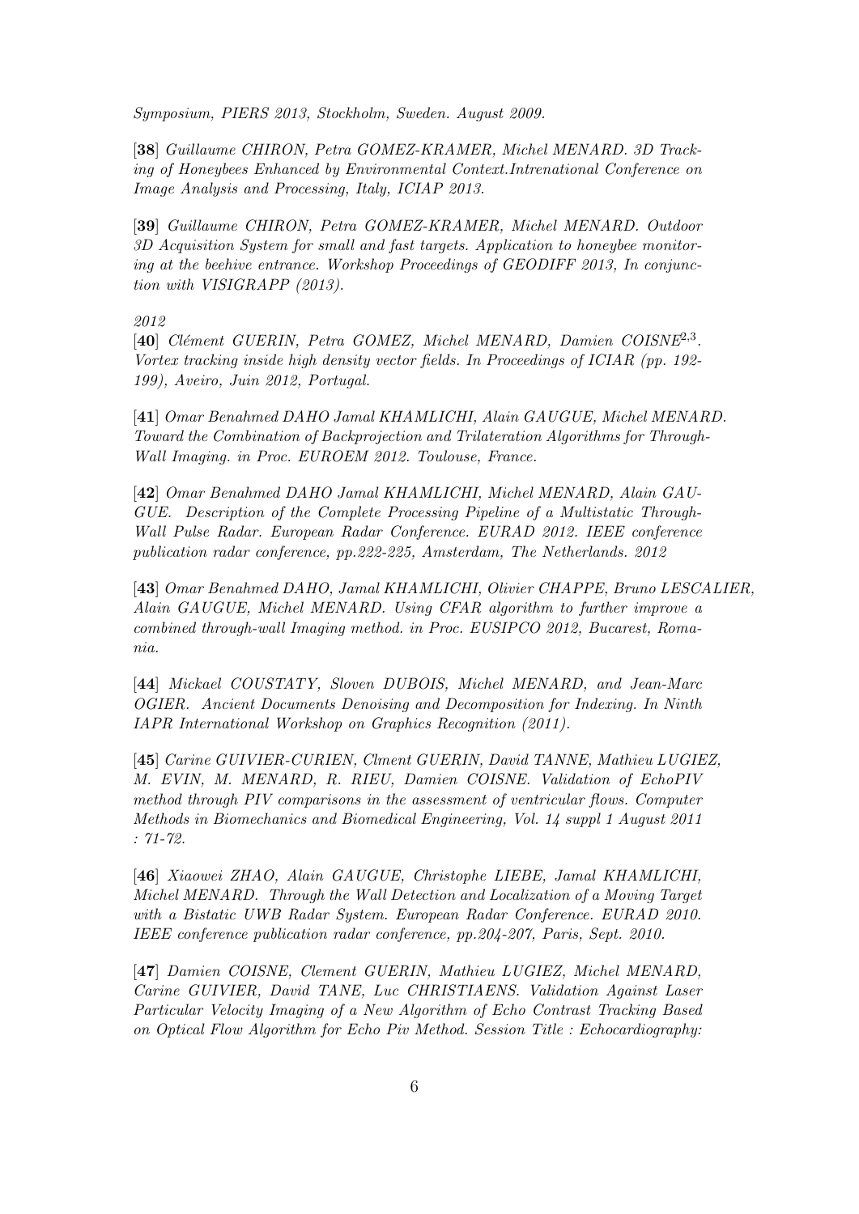*Symposium, PIERS 2013, Stockholm, Sweden. August 2009.*

**[38]** *Guillaume CHIRON, Petra GOMEZ-KRAMER, Michel MENARD. 3D Tracking of Honeybees Enhanced by Environmental Context.Intrenational Conference on Image Analysis and Processing, Italy, ICIAP 2013.*

**[39]** *Guillaume CHIRON, Petra GOMEZ-KRAMER, Michel MENARD. Outdoor 3D Acquisition System for small and fast targets. Application to honeybee monitoring at the beehive entrance. Workshop Proceedings of GEODIFF 2013, In conjunction with VISIGRAPP (2013).*

*2012*

**[40]** *Clément GUERIN, Petra GOMEZ, Michel MENARD, Damien COISNE[2,3]. Vortex tracking inside high density vector fields. In Proceedings of ICIAR (pp. 192-199), Aveiro, Juin 2012, Portugal.*

**[41]** *Omar Benahmed DAHO Jamal KHAMLICHI, Alain GAUGUE, Michel MENARD. Toward the Combination of Backprojection and Trilateration Algorithms for Through-Wall Imaging. in Proc. EUROEM 2012. Toulouse, France.*

**[42]** *Omar Benahmed DAHO Jamal KHAMLICHI, Michel MENARD, Alain GAUGUE. Description of the Complete Processing Pipeline of a Multistatic Through-Wall Pulse Radar. European Radar Conference. EURAD 2012. IEEE conference publication radar conference, pp.222-225, Amsterdam, The Netherlands. 2012*

**[43]** *Omar Benahmed DAHO, Jamal KHAMLICHI, Olivier CHAPPE, Bruno LESCALIER, Alain GAUGUE, Michel MENARD. Using CFAR algorithm to further improve a combined through-wall Imaging method. in Proc. EUSIPCO 2012, Bucarest, Romania.*

**[44]** *Mickael COUSTATY, Sloven DUBOIS, Michel MENARD, and Jean-Marc OGIER. Ancient Documents Denoising and Decomposition for Indexing. In Ninth IAPR International Workshop on Graphics Recognition (2011).*

**[45]** *Carine GUIVIER-CURIEN, Clment GUERIN, David TANNE, Mathieu LUGIEZ, M. EVIN, M. MENARD, R. RIEU, Damien COISNE. Validation of EchoPIV method through PIV comparisons in the assessment of ventricular flows. Computer Methods in Biomechanics and Biomedical Engineering, Vol. 14 suppl 1 August 2011 : 71-72.*

**[46]** *Xiaowei ZHAO, Alain GAUGUE, Christophe LIEBE, Jamal KHAMLICHI, Michel MENARD. Through the Wall Detection and Localization of a Moving Target with a Bistatic UWB Radar System. European Radar Conference. EURAD 2010. IEEE conference publication radar conference, pp.204-207, Paris, Sept. 2010.*

**[47]** *Damien COISNE, Clement GUERIN, Mathieu LUGIEZ, Michel MENARD, Carine GUIVIER, David TANE, Luc CHRISTIAENS. Validation Against Laser Particular Velocity Imaging of a New Algorithm of Echo Contrast Tracking Based on Optical Flow Algorithm for Echo Piv Method. Session Title : Echocardiography:*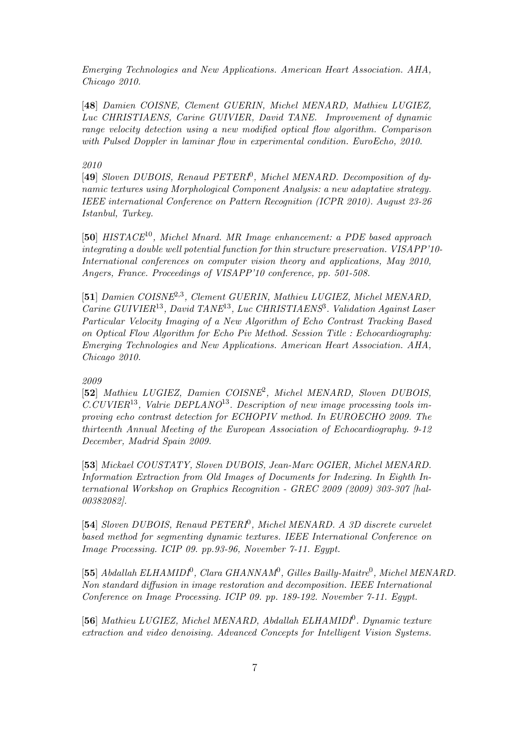*Emerging Technologies and New Applications. American Heart Association. AHA, Chicago 2010.*

[**48**] *Damien COISNE, Clement GUERIN, Michel MENARD, Mathieu LUGIEZ, Luc CHRISTIAENS, Carine GUIVIER, David TANE. Improvement of dynamic range velocity detection using a new modified optical flow algorithm. Comparison with Pulsed Doppler in laminar flow in experimental condition. EuroEcho, 2010.*

*2010*

[**49**] *Sloven DUBOIS, Renaud PETERI*[0]*, Michel MENARD. Decomposition of dynamic textures using Morphological Component Analysis: a new adaptative strategy. IEEE international Conference on Pattern Recognition (ICPR 2010). August 23-26 Istanbul, Turkey.*

[**50**] *HISTACE*[10]*, Michel Mnard. MR Image enhancement: a PDE based approach integrating a double well potential function for thin structure preservation. VISAPP'10-International conferences on computer vision theory and applications, May 2010, Angers, France. Proceedings of VISAPP'10 conference, pp. 501-508.*

[**51**] *Damien COISNE*[2,3]*, Clement GUERIN, Mathieu LUGIEZ, Michel MENARD, Carine GUIVIER*[13]*, David TANE*[13]*, Luc CHRISTIAENS*[3]*. Validation Against Laser Particular Velocity Imaging of a New Algorithm of Echo Contrast Tracking Based on Optical Flow Algorithm for Echo Piv Method. Session Title : Echocardiography: Emerging Technologies and New Applications. American Heart Association. AHA, Chicago 2010.*

*2009*

[**52**] *Mathieu LUGIEZ, Damien COISNE*[2]*, Michel MENARD, Sloven DUBOIS, C.CUVIER*[13]*, Valrie DEPLANO*[13]*. Description of new image processing tools improving echo contrast detection for ECHOPIV method. In EUROECHO 2009. The thirteenth Annual Meeting of the European Association of Echocardiography. 9-12 December, Madrid Spain 2009.*

[**53**] *Mickael COUSTATY, Sloven DUBOIS, Jean-Marc OGIER, Michel MENARD. Information Extraction from Old Images of Documents for Indexing. In Eighth International Workshop on Graphics Recognition - GREC 2009 (2009) 303-307 [hal-00382082].*

[**54**] *Sloven DUBOIS, Renaud PETERI*[0]*, Michel MENARD. A 3D discrete curvelet based method for segmenting dynamic textures. IEEE International Conference on Image Processing. ICIP 09. pp.93-96, November 7-11. Egypt.*

[**55**] *Abdallah ELHAMIDI*[0]*, Clara GHANNAM*[0]*, Gilles Bailly-Maitre*[0]*, Michel MENARD. Non standard diffusion in image restoration and decomposition. IEEE International Conference on Image Processing. ICIP 09. pp. 189-192. November 7-11. Egypt.*

[**56**] *Mathieu LUGIEZ, Michel MENARD, Abdallah ELHAMIDI*[0]*. Dynamic texture extraction and video denoising. Advanced Concepts for Intelligent Vision Systems.*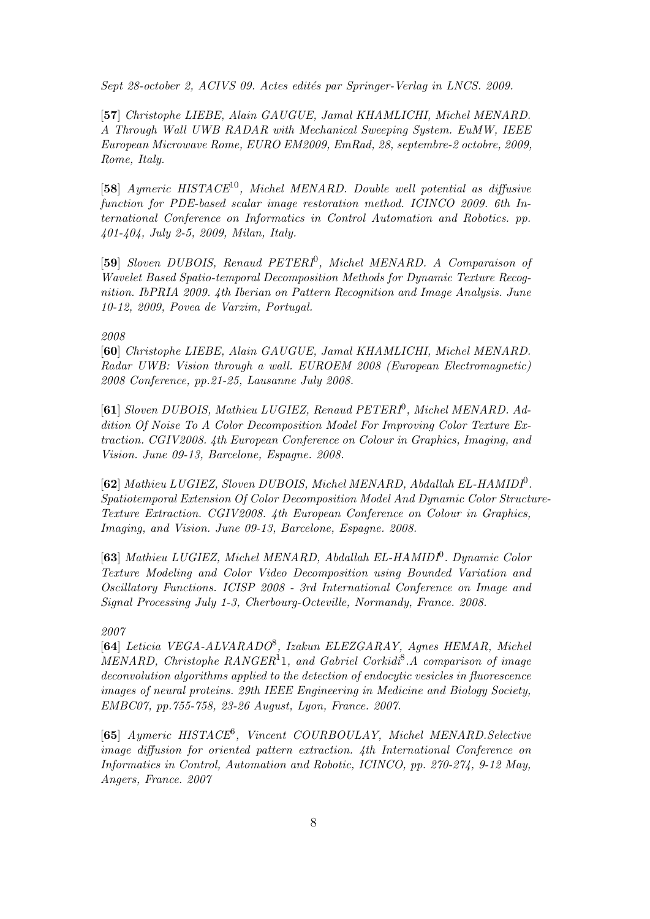*Sept 28-october 2, ACIVS 09. Actes edités par Springer-Verlag in LNCS. 2009.*

[**57**] *Christophe LIEBE, Alain GAUGUE, Jamal KHAMLICHI, Michel MENARD. A Through Wall UWB RADAR with Mechanical Sweeping System. EuMW, IEEE European Microwave Rome, EURO EM2009, EmRad, 28, septembre-2 octobre, 2009, Rome, Italy.*

[**58**] *Aymeric HISTACE[10], Michel MENARD. Double well potential as diffusive function for PDE-based scalar image restoration method. ICINCO 2009. 6th International Conference on Informatics in Control Automation and Robotics. pp. 401-404, July 2-5, 2009, Milan, Italy.*

[**59**] *Sloven DUBOIS, Renaud PETERI[0], Michel MENARD. A Comparaison of Wavelet Based Spatio-temporal Decomposition Methods for Dynamic Texture Recognition. IbPRIA 2009. 4th Iberian on Pattern Recognition and Image Analysis. June 10-12, 2009, Povea de Varzim, Portugal.*

*2008*

[**60**] *Christophe LIEBE, Alain GAUGUE, Jamal KHAMLICHI, Michel MENARD. Radar UWB: Vision through a wall. EUROEM 2008 (European Electromagnetic) 2008 Conference, pp.21-25, Lausanne July 2008.*

[**61**] *Sloven DUBOIS, Mathieu LUGIEZ, Renaud PETERI[0], Michel MENARD. Addition Of Noise To A Color Decomposition Model For Improving Color Texture Extraction. CGIV2008. 4th European Conference on Colour in Graphics, Imaging, and Vision. June 09-13, Barcelone, Espagne. 2008.*

[**62**] *Mathieu LUGIEZ, Sloven DUBOIS, Michel MENARD, Abdallah EL-HAMIDI[0]. Spatiotemporal Extension Of Color Decomposition Model And Dynamic Color Structure-Texture Extraction. CGIV2008. 4th European Conference on Colour in Graphics, Imaging, and Vision. June 09-13, Barcelone, Espagne. 2008.*

[**63**] *Mathieu LUGIEZ, Michel MENARD, Abdallah EL-HAMIDI[0]. Dynamic Color Texture Modeling and Color Video Decomposition using Bounded Variation and Oscillatory Functions. ICISP 2008 - 3rd International Conference on Image and Signal Processing July 1-3, Cherbourg-Octeville, Normandy, France. 2008.*

*2007*

[**64**] *Leticia VEGA-ALVARADO[8], Izakun ELEZGARAY, Agnes HEMAR, Michel MENARD, Christophe RANGER[1]1, and Gabriel Corkidi[8].A comparison of image deconvolution algorithms applied to the detection of endocytic vesicles in fluorescence images of neural proteins. 29th IEEE Engineering in Medicine and Biology Society, EMBC07, pp.755-758, 23-26 August, Lyon, France. 2007.*

[**65**] *Aymeric HISTACE[6], Vincent COURBOULAY, Michel MENARD.Selective image diffusion for oriented pattern extraction. 4th International Conference on Informatics in Control, Automation and Robotic, ICINCO, pp. 270-274, 9-12 May, Angers, France. 2007*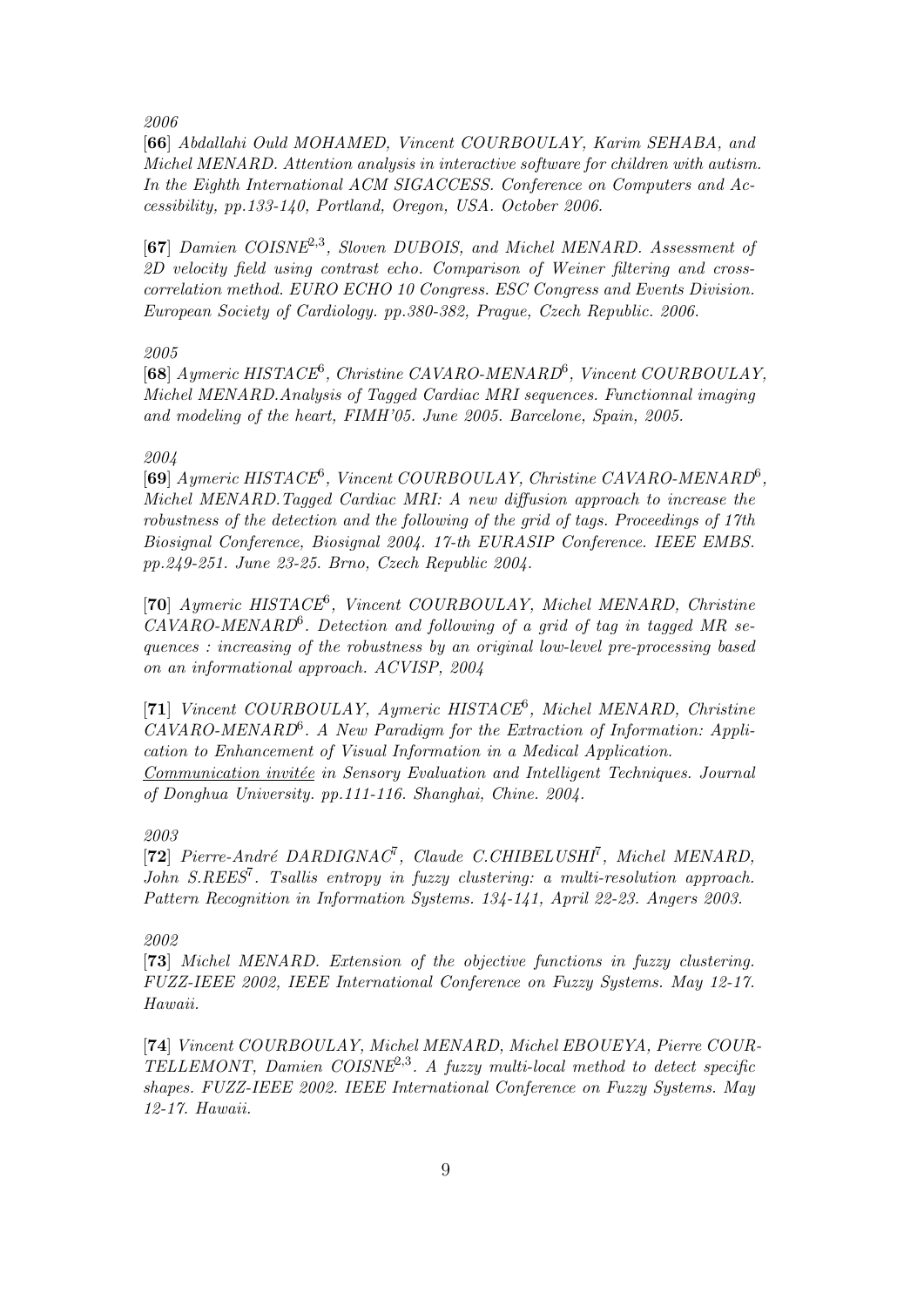*2006*

[**66**] *Abdallahi Ould MOHAMED, Vincent COURBOULAY, Karim SEHABA, and Michel MENARD. Attention analysis in interactive software for children with autism. In the Eighth International ACM SIGACCESS. Conference on Computers and Accessibility, pp.133-140, Portland, Oregon, USA. October 2006.*

[**67**] *Damien COISNE*[2,3]*, Sloven DUBOIS, and Michel MENARD. Assessment of 2D velocity field using contrast echo. Comparison of Weiner filtering and cross-correlation method. EURO ECHO 10 Congress. ESC Congress and Events Division. European Society of Cardiology. pp.380-382, Prague, Czech Republic. 2006.*

*2005*

[**68**] *Aymeric HISTACE*[6]*, Christine CAVARO-MENARD*[6]*, Vincent COURBOULAY, Michel MENARD.Analysis of Tagged Cardiac MRI sequences. Functionnal imaging and modeling of the heart, FIMH'05. June 2005. Barcelone, Spain, 2005.*

*2004*

[**69**] *Aymeric HISTACE*[6]*, Vincent COURBOULAY, Christine CAVARO-MENARD*[6]*, Michel MENARD.Tagged Cardiac MRI: A new diffusion approach to increase the robustness of the detection and the following of the grid of tags. Proceedings of 17th Biosignal Conference, Biosignal 2004. 17-th EURASIP Conference. IEEE EMBS. pp.249-251. June 23-25. Brno, Czech Republic 2004.*

[**70**] *Aymeric HISTACE*[6]*, Vincent COURBOULAY, Michel MENARD, Christine CAVARO-MENARD*[6]*. Detection and following of a grid of tag in tagged MR sequences : increasing of the robustness by an original low-level pre-processing based on an informational approach. ACVISP, 2004*

[**71**] *Vincent COURBOULAY, Aymeric HISTACE*[6]*, Michel MENARD, Christine CAVARO-MENARD*[6]*. A New Paradigm for the Extraction of Information: Application to Enhancement of Visual Information in a Medical Application. <u>Communication invitée</u> in Sensory Evaluation and Intelligent Techniques. Journal of Donghua University. pp.111-116. Shanghai, Chine. 2004.*

*2003*

[**72**] *Pierre-André DARDIGNAC*[7]*, Claude C.CHIBELUSHI*[7]*, Michel MENARD, John S.REES*[7]*. Tsallis entropy in fuzzy clustering: a multi-resolution approach. Pattern Recognition in Information Systems. 134-141, April 22-23. Angers 2003.*

*2002*

[**73**] *Michel MENARD. Extension of the objective functions in fuzzy clustering. FUZZ-IEEE 2002, IEEE International Conference on Fuzzy Systems. May 12-17. Hawaii.*

[**74**] *Vincent COURBOULAY, Michel MENARD, Michel EBOUEYA, Pierre COURTELLEMONT, Damien COISNE*[2,3]*. A fuzzy multi-local method to detect specific shapes. FUZZ-IEEE 2002. IEEE International Conference on Fuzzy Systems. May 12-17. Hawaii.*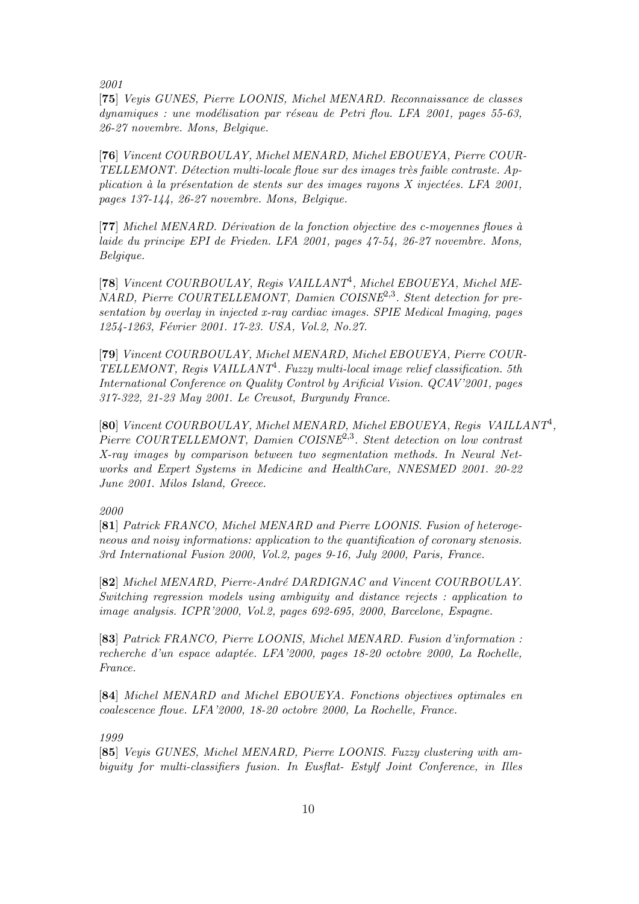*2001*

[**75**] *Veyis GUNES, Pierre LOONIS, Michel MENARD. Reconnaissance de classes dynamiques : une modélisation par réseau de Petri flou. LFA 2001, pages 55-63, 26-27 novembre. Mons, Belgique.*

[**76**] *Vincent COURBOULAY, Michel MENARD, Michel EBOUEYA, Pierre COURTELLEMONT. Détection multi-locale floue sur des images très faible contraste. Application à la présentation de stents sur des images rayons X injectées. LFA 2001, pages 137-144, 26-27 novembre. Mons, Belgique.*

[**77**] *Michel MENARD. Dérivation de la fonction objective des c-moyennes floues à laide du principe EPI de Frieden. LFA 2001, pages 47-54, 26-27 novembre. Mons, Belgique.*

[**78**] *Vincent COURBOULAY, Regis VAILLANT*[4]*, Michel EBOUEYA, Michel MENARD, Pierre COURTELLEMONT, Damien COISNE*[2,3]*. Stent detection for presentation by overlay in injected x-ray cardiac images. SPIE Medical Imaging, pages 1254-1263, Février 2001. 17-23. USA, Vol.2, No.27.*

[**79**] *Vincent COURBOULAY, Michel MENARD, Michel EBOUEYA, Pierre COURTELLEMONT, Regis VAILLANT*[4]*. Fuzzy multi-local image relief classification. 5th International Conference on Quality Control by Arificial Vision. QCAV'2001, pages 317-322, 21-23 May 2001. Le Creusot, Burgundy France.*

[**80**] *Vincent COURBOULAY, Michel MENARD, Michel EBOUEYA, Regis VAILLANT*[4]*, Pierre COURTELLEMONT, Damien COISNE*[2,3]*. Stent detection on low contrast X-ray images by comparison between two segmentation methods. In Neural Networks and Expert Systems in Medicine and HealthCare, NNESMED 2001. 20-22 June 2001. Milos Island, Greece.*

*2000*

[**81**] *Patrick FRANCO, Michel MENARD and Pierre LOONIS. Fusion of heterogeneous and noisy informations: application to the quantification of coronary stenosis. 3rd International Fusion 2000, Vol.2, pages 9-16, July 2000, Paris, France.*

[**82**] *Michel MENARD, Pierre-André DARDIGNAC and Vincent COURBOULAY. Switching regression models using ambiguity and distance rejects : application to image analysis. ICPR'2000, Vol.2, pages 692-695, 2000, Barcelone, Espagne.*

[**83**] *Patrick FRANCO, Pierre LOONIS, Michel MENARD. Fusion d'information : recherche d'un espace adaptée. LFA'2000, pages 18-20 octobre 2000, La Rochelle, France.*

[**84**] *Michel MENARD and Michel EBOUEYA. Fonctions objectives optimales en coalescence floue. LFA'2000, 18-20 octobre 2000, La Rochelle, France.*

*1999*

[**85**] *Veyis GUNES, Michel MENARD, Pierre LOONIS. Fuzzy clustering with ambiguity for multi-classifiers fusion. In Eusflat- Estylf Joint Conference, in Illes*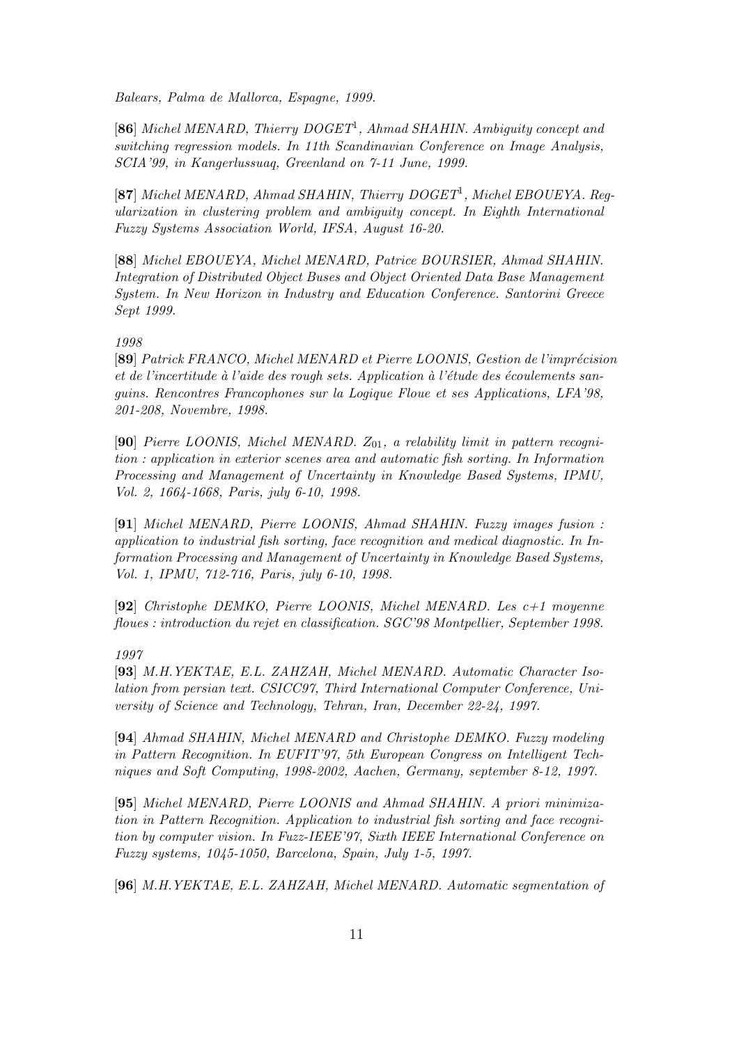*Balears, Palma de Mallorca, Espagne, 1999.*

[**86**] *Michel MENARD, Thierry DOGET*[1]*, Ahmad SHAHIN. Ambiguity concept and switching regression models. In 11th Scandinavian Conference on Image Analysis, SCIA'99, in Kangerlussuaq, Greenland on 7-11 June, 1999.*

[**87**] *Michel MENARD, Ahmad SHAHIN, Thierry DOGET*[1]*, Michel EBOUEYA. Regularization in clustering problem and ambiguity concept. In Eighth International Fuzzy Systems Association World, IFSA, August 16-20.*

[**88**] *Michel EBOUEYA, Michel MENARD, Patrice BOURSIER, Ahmad SHAHIN. Integration of Distributed Object Buses and Object Oriented Data Base Management System. In New Horizon in Industry and Education Conference. Santorini Greece Sept 1999.*

*1998*

[**89**] *Patrick FRANCO, Michel MENARD et Pierre LOONIS, Gestion de l'imprécision et de l'incertitude à l'aide des rough sets. Application à l'étude des écoulements sanguins. Rencontres Francophones sur la Logique Floue et ses Applications, LFA'98, 201-208, Novembre, 1998.*

[**90**] *Pierre LOONIS, Michel MENARD. $Z_{01}$, a relability limit in pattern recognition : application in exterior scenes area and automatic fish sorting. In Information Processing and Management of Uncertainty in Knowledge Based Systems, IPMU, Vol. 2, 1664-1668, Paris, july 6-10, 1998.*

[**91**] *Michel MENARD, Pierre LOONIS, Ahmad SHAHIN. Fuzzy images fusion : application to industrial fish sorting, face recognition and medical diagnostic. In Information Processing and Management of Uncertainty in Knowledge Based Systems, Vol. 1, IPMU, 712-716, Paris, july 6-10, 1998.*

[**92**] *Christophe DEMKO, Pierre LOONIS, Michel MENARD. Les c+1 moyenne floues : introduction du rejet en classification. SGC'98 Montpellier, September 1998.*

*1997*

[**93**] *M.H.YEKTAE, E.L. ZAHZAH, Michel MENARD. Automatic Character Isolation from persian text. CSICC97, Third International Computer Conference, University of Science and Technology, Tehran, Iran, December 22-24, 1997.*

[**94**] *Ahmad SHAHIN, Michel MENARD and Christophe DEMKO. Fuzzy modeling in Pattern Recognition. In EUFIT'97, 5th European Congress on Intelligent Techniques and Soft Computing, 1998-2002, Aachen, Germany, september 8-12, 1997.*

[**95**] *Michel MENARD, Pierre LOONIS and Ahmad SHAHIN. A priori minimization in Pattern Recognition. Application to industrial fish sorting and face recognition by computer vision. In Fuzz-IEEE'97, Sixth IEEE International Conference on Fuzzy systems, 1045-1050, Barcelona, Spain, July 1-5, 1997.*

[**96**] *M.H.YEKTAE, E.L. ZAHZAH, Michel MENARD. Automatic segmentation of*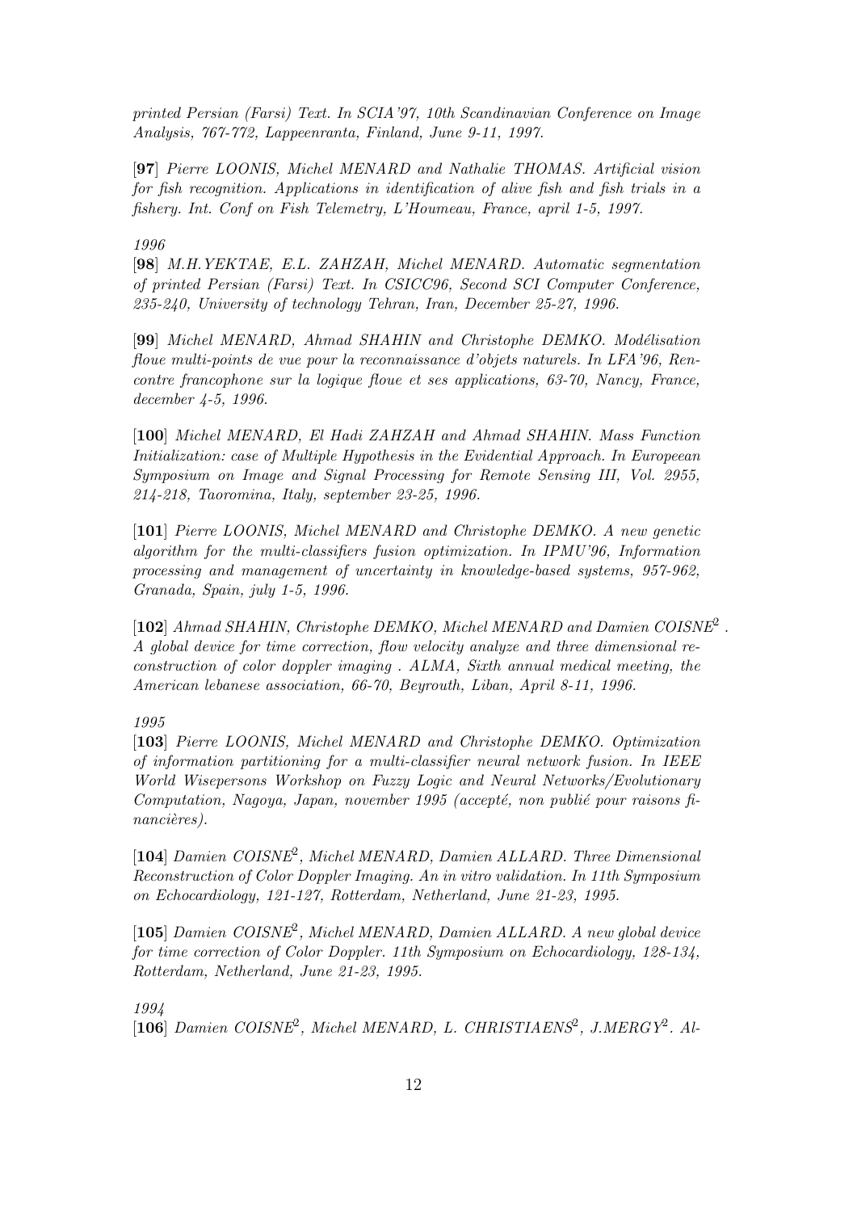*printed Persian (Farsi) Text. In SCIA'97, 10th Scandinavian Conference on Image Analysis, 767-772, Lappeenranta, Finland, June 9-11, 1997.*

[**97**] *Pierre LOONIS, Michel MENARD and Nathalie THOMAS. Artificial vision for fish recognition. Applications in identification of alive fish and fish trials in a fishery. Int. Conf on Fish Telemetry, L'Houmeau, France, april 1-5, 1997.*

*1996*

[**98**] *M.H.YEKTAE, E.L. ZAHZAH, Michel MENARD. Automatic segmentation of printed Persian (Farsi) Text. In CSICC96, Second SCI Computer Conference, 235-240, University of technology Tehran, Iran, December 25-27, 1996.*

[**99**] *Michel MENARD, Ahmad SHAHIN and Christophe DEMKO. Modélisation floue multi-points de vue pour la reconnaissance d'objets naturels. In LFA'96, Rencontre francophone sur la logique floue et ses applications, 63-70, Nancy, France, december 4-5, 1996.*

[**100**] *Michel MENARD, El Hadi ZAHZAH and Ahmad SHAHIN. Mass Function Initialization: case of Multiple Hypothesis in the Evidential Approach. In Europeean Symposium on Image and Signal Processing for Remote Sensing III, Vol. 2955, 214-218, Taoromina, Italy, september 23-25, 1996.*

[**101**] *Pierre LOONIS, Michel MENARD and Christophe DEMKO. A new genetic algorithm for the multi-classifiers fusion optimization. In IPMU'96, Information processing and management of uncertainty in knowledge-based systems, 957-962, Granada, Spain, july 1-5, 1996.*

[**102**] *Ahmad SHAHIN, Christophe DEMKO, Michel MENARD and Damien COISNE[2] . A global device for time correction, flow velocity analyze and three dimensional reconstruction of color doppler imaging . ALMA, Sixth annual medical meeting, the American lebanese association, 66-70, Beyrouth, Liban, April 8-11, 1996.*

*1995*

[**103**] *Pierre LOONIS, Michel MENARD and Christophe DEMKO. Optimization of information partitioning for a multi-classifier neural network fusion. In IEEE World Wisepersons Workshop on Fuzzy Logic and Neural Networks/Evolutionary Computation, Nagoya, Japan, november 1995 (accepté, non publié pour raisons financières).*

[**104**] *Damien COISNE[2], Michel MENARD, Damien ALLARD. Three Dimensional Reconstruction of Color Doppler Imaging. An in vitro validation. In 11th Symposium on Echocardiology, 121-127, Rotterdam, Netherland, June 21-23, 1995.*

[**105**] *Damien COISNE[2], Michel MENARD, Damien ALLARD. A new global device for time correction of Color Doppler. 11th Symposium on Echocardiology, 128-134, Rotterdam, Netherland, June 21-23, 1995.*

*1994*

[**106**] *Damien COISNE[2], Michel MENARD, L. CHRISTIAENS[2], J.MERGY[2]. Al-*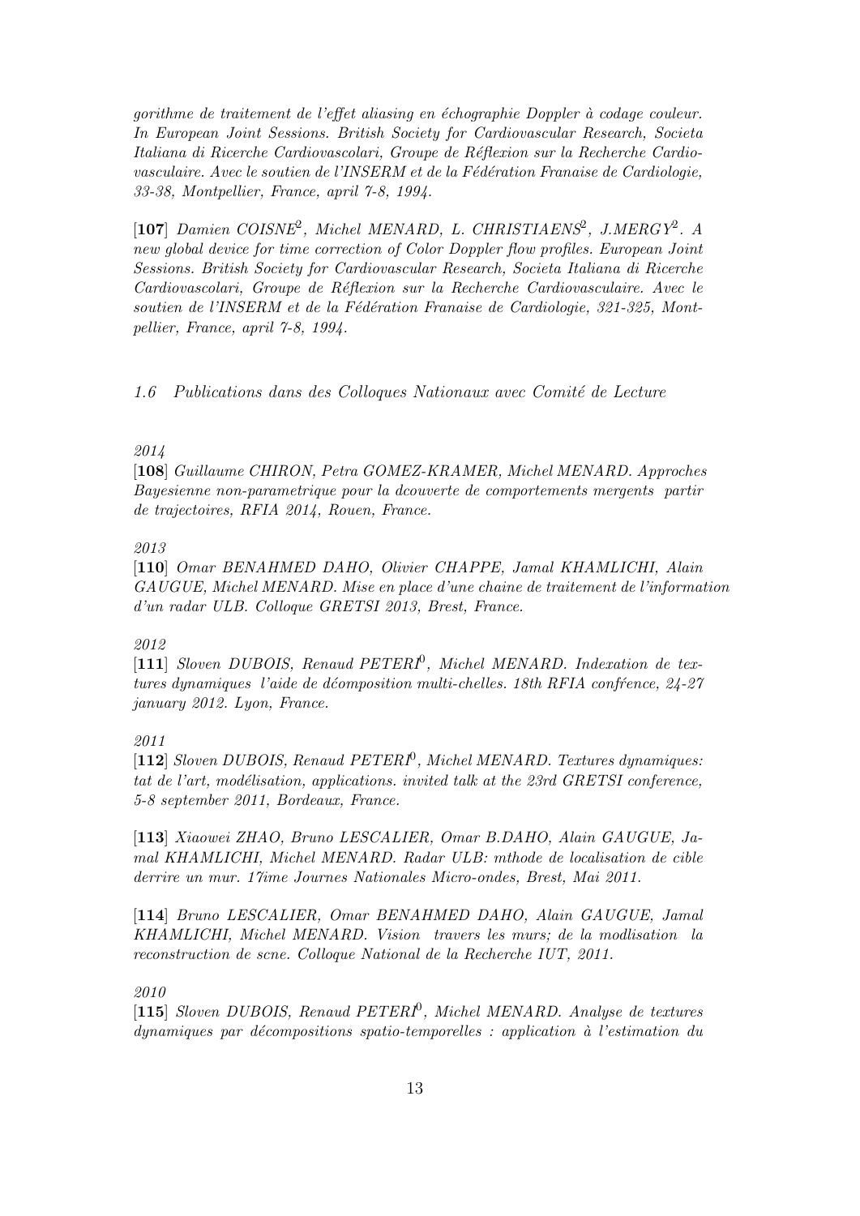*gorithme de traitement de l'effet aliasing en échographie Doppler à codage couleur. In European Joint Sessions. British Society for Cardiovascular Research, Societa Italiana di Ricerche Cardiovascolari, Groupe de Réflexion sur la Recherche Cardiovasculaire. Avec le soutien de l'INSERM et de la Fédération Franaise de Cardiologie, 33-38, Montpellier, France, april 7-8, 1994.*

[**107**] *Damien COISNE[2], Michel MENARD, L. CHRISTIAENS[2], J.MERGY[2]. A new global device for time correction of Color Doppler flow profiles. European Joint Sessions. British Society for Cardiovascular Research, Societa Italiana di Ricerche Cardiovascolari, Groupe de Réflexion sur la Recherche Cardiovasculaire. Avec le soutien de l'INSERM et de la Fédération Franaise de Cardiologie, 321-325, Montpellier, France, april 7-8, 1994.*

### *1.6 Publications dans des Colloques Nationaux avec Comité de Lecture*

*2014*

[**108**] *Guillaume CHIRON, Petra GOMEZ-KRAMER, Michel MENARD. Approches Bayesienne non-parametrique pour la dcouverte de comportements mergents partir de trajectoires, RFIA 2014, Rouen, France.*

*2013*

[**110**] *Omar BENAHMED DAHO, Olivier CHAPPE, Jamal KHAMLICHI, Alain GAUGUE, Michel MENARD. Mise en place d'une chaine de traitement de l'information d'un radar ULB. Colloque GRETSI 2013, Brest, France.*

*2012*

[**111**] *Sloven DUBOIS, Renaud PETERI[0], Michel MENARD. Indexation de textures dynamiques l'aide de dcomposition multi-chelles. 18th RFIA confrence, 24-27 january 2012. Lyon, France.*

*2011*

[**112**] *Sloven DUBOIS, Renaud PETERI[0], Michel MENARD. Textures dynamiques: tat de l'art, modélisation, applications. invited talk at the 23rd GRETSI conference, 5-8 september 2011, Bordeaux, France.*

[**113**] *Xiaowei ZHAO, Bruno LESCALIER, Omar B.DAHO, Alain GAUGUE, Jamal KHAMLICHI, Michel MENARD. Radar ULB: mthode de localisation de cible derrire un mur. 17ime Journes Nationales Micro-ondes, Brest, Mai 2011.*

[**114**] *Bruno LESCALIER, Omar BENAHMED DAHO, Alain GAUGUE, Jamal KHAMLICHI, Michel MENARD. Vision travers les murs; de la modlisation la reconstruction de scne. Colloque National de la Recherche IUT, 2011.*

*2010*

[**115**] *Sloven DUBOIS, Renaud PETERI[0], Michel MENARD. Analyse de textures dynamiques par décompositions spatio-temporelles : application à l'estimation du*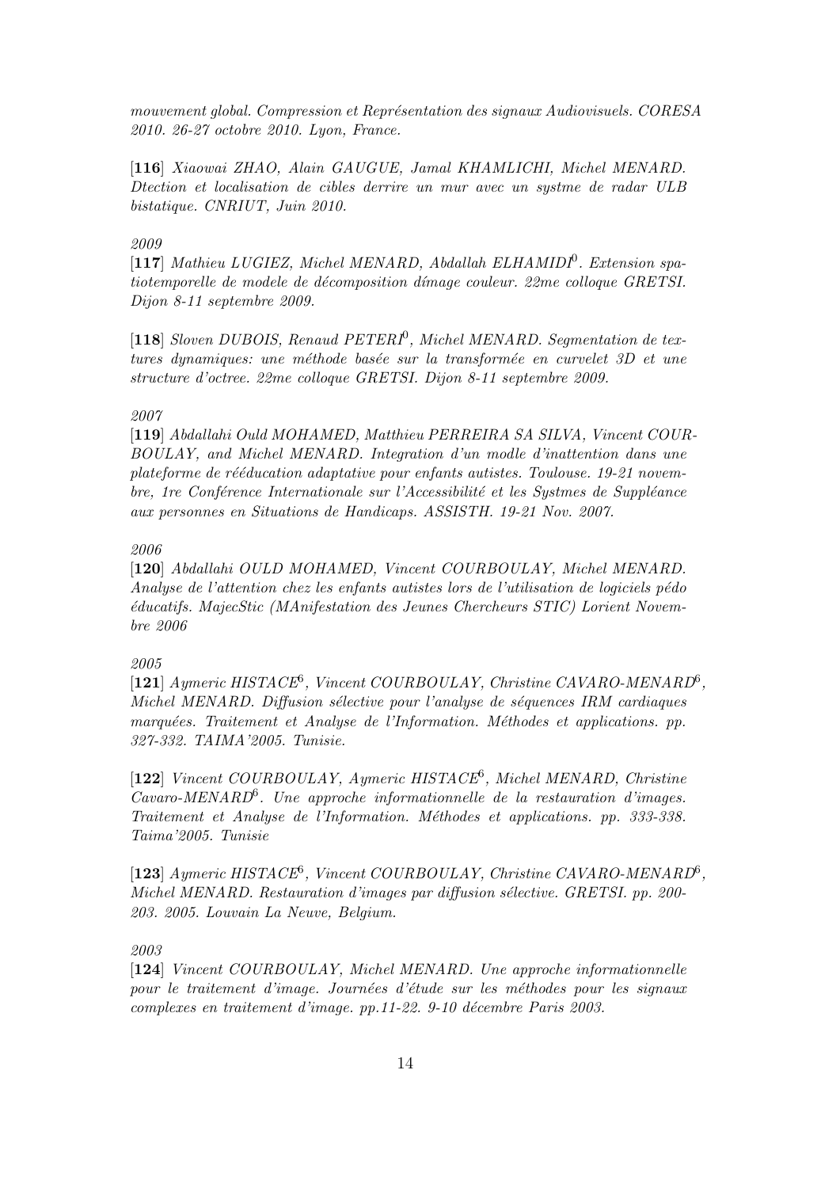*mouvement global. Compression et Représentation des signaux Audiovisuels. CORESA 2010. 26-27 octobre 2010. Lyon, France.*

[**116**] *Xiaowai ZHAO, Alain GAUGUE, Jamal KHAMLICHI, Michel MENARD. Dtection et localisation de cibles derrire un mur avec un systme de radar ULB bistatique. CNRIUT, Juin 2010.*

*2009*

[**117**] *Mathieu LUGIEZ, Michel MENARD, Abdallah ELHAMIDI*[0]*. Extension spatiotemporelle de modele de décomposition dímage couleur. 22me colloque GRETSI. Dijon 8-11 septembre 2009.*

[**118**] *Sloven DUBOIS, Renaud PETERI*[0]*, Michel MENARD. Segmentation de textures dynamiques: une méthode basée sur la transformée en curvelet 3D et une structure d'octree. 22me colloque GRETSI. Dijon 8-11 septembre 2009.*

*2007*

[**119**] *Abdallahi Ould MOHAMED, Matthieu PERREIRA SA SILVA, Vincent COURBOULAY, and Michel MENARD. Integration d'un modle d'inattention dans une plateforme de rééducation adaptative pour enfants autistes. Toulouse. 19-21 novembre, 1re Conférence Internationale sur l'Accessibilité et les Systmes de Suppléance aux personnes en Situations de Handicaps. ASSISTH. 19-21 Nov. 2007.*

*2006*

[**120**] *Abdallahi OULD MOHAMED, Vincent COURBOULAY, Michel MENARD. Analyse de l'attention chez les enfants autistes lors de l'utilisation de logiciels pédo éducatifs. MajecStic (MAnifestation des Jeunes Chercheurs STIC) Lorient Novembre 2006*

*2005*

[**121**] *Aymeric HISTACE*[6]*, Vincent COURBOULAY, Christine CAVARO-MENARD*[6]*, Michel MENARD. Diffusion sélective pour l'analyse de séquences IRM cardiaques marquées. Traitement et Analyse de l'Information. Méthodes et applications. pp. 327-332. TAIMA'2005. Tunisie.*

[**122**] *Vincent COURBOULAY, Aymeric HISTACE*[6]*, Michel MENARD, Christine Cavaro-MENARD*[6]*. Une approche informationnelle de la restauration d'images. Traitement et Analyse de l'Information. Méthodes et applications. pp. 333-338. Taima'2005. Tunisie*

[**123**] *Aymeric HISTACE*[6]*, Vincent COURBOULAY, Christine CAVARO-MENARD*[6]*, Michel MENARD. Restauration d'images par diffusion sélective. GRETSI. pp. 200-203. 2005. Louvain La Neuve, Belgium.*

*2003*

[**124**] *Vincent COURBOULAY, Michel MENARD. Une approche informationnelle pour le traitement d'image. Journées d'étude sur les méthodes pour les signaux complexes en traitement d'image. pp.11-22. 9-10 décembre Paris 2003.*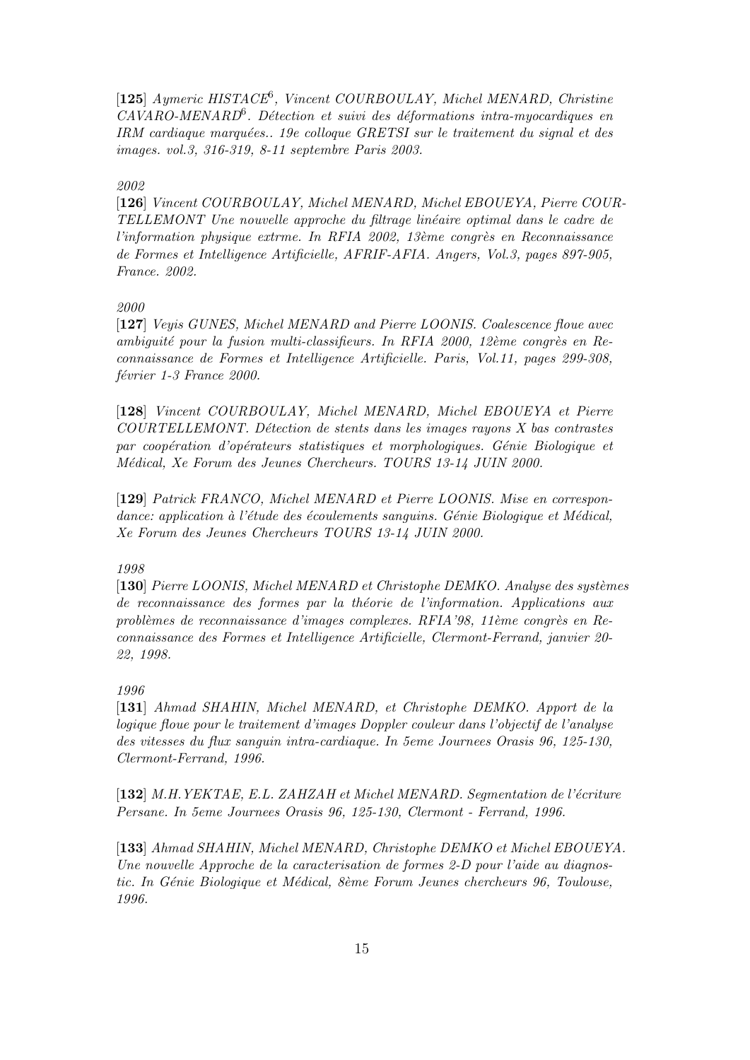[**125**] *Aymeric HISTACE[6], Vincent COURBOULAY, Michel MENARD, Christine CAVARO-MENARD[6]. Détection et suivi des déformations intra-myocardiques en IRM cardiaque marquées.. 19e colloque GRETSI sur le traitement du signal et des images. vol.3, 316-319, 8-11 septembre Paris 2003.*

*2002*

[**126**] *Vincent COURBOULAY, Michel MENARD, Michel EBOUEYA, Pierre COURTELLEMONT Une nouvelle approche du filtrage linéaire optimal dans le cadre de l'information physique extrme. In RFIA 2002, 13ème congrès en Reconnaissance de Formes et Intelligence Artificielle, AFRIF-AFIA. Angers, Vol.3, pages 897-905, France. 2002.*

*2000*

[**127**] *Veyis GUNES, Michel MENARD and Pierre LOONIS. Coalescence floue avec ambiguité pour la fusion multi-classifieurs. In RFIA 2000, 12ème congrès en Reconnaissance de Formes et Intelligence Artificielle. Paris, Vol.11, pages 299-308, février 1-3 France 2000.*

[**128**] *Vincent COURBOULAY, Michel MENARD, Michel EBOUEYA et Pierre COURTELLEMONT. Détection de stents dans les images rayons X bas contrastes par coopération d'opérateurs statistiques et morphologiques. Génie Biologique et Médical, Xe Forum des Jeunes Chercheurs. TOURS 13-14 JUIN 2000.*

[**129**] *Patrick FRANCO, Michel MENARD et Pierre LOONIS. Mise en correspondance: application à l'étude des écoulements sanguins. Génie Biologique et Médical, Xe Forum des Jeunes Chercheurs TOURS 13-14 JUIN 2000.*

*1998*

[**130**] *Pierre LOONIS, Michel MENARD et Christophe DEMKO. Analyse des systèmes de reconnaissance des formes par la théorie de l'information. Applications aux problèmes de reconnaissance d'images complexes. RFIA'98, 11ème congrès en Reconnaissance des Formes et Intelligence Artificielle, Clermont-Ferrand, janvier 20-22, 1998.*

*1996*

[**131**] *Ahmad SHAHIN, Michel MENARD, et Christophe DEMKO. Apport de la logique floue pour le traitement d'images Doppler couleur dans l'objectif de l'analyse des vitesses du flux sanguin intra-cardiaque. In 5eme Journees Orasis 96, 125-130, Clermont-Ferrand, 1996.*

[**132**] *M.H.YEKTAE, E.L. ZAHZAH et Michel MENARD. Segmentation de l'écriture Persane. In 5eme Journees Orasis 96, 125-130, Clermont - Ferrand, 1996.*

[**133**] *Ahmad SHAHIN, Michel MENARD, Christophe DEMKO et Michel EBOUEYA. Une nouvelle Approche de la caracterisation de formes 2-D pour l'aide au diagnostic. In Génie Biologique et Médical, 8ème Forum Jeunes chercheurs 96, Toulouse, 1996.*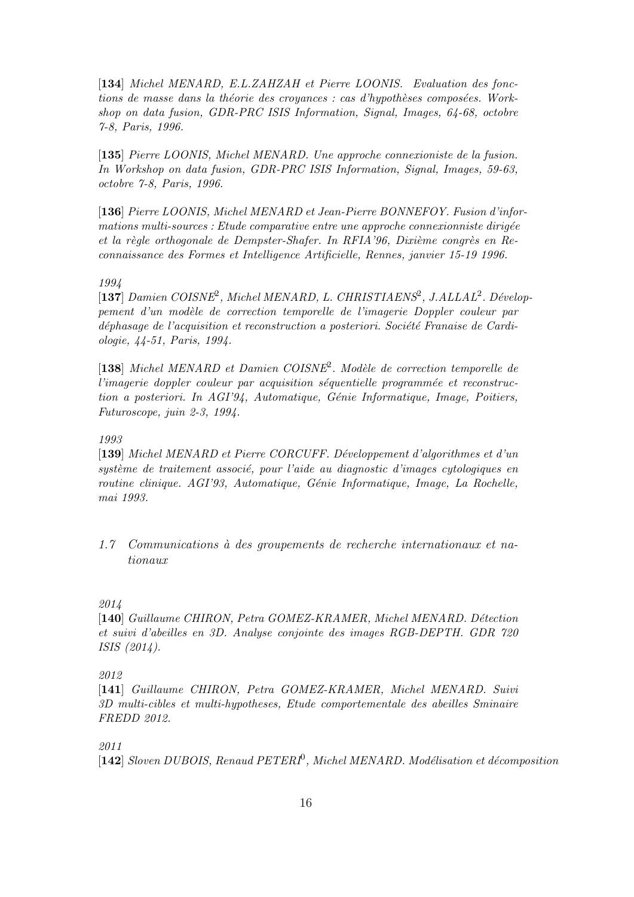[**134**] *Michel MENARD, E.L.ZAHZAH et Pierre LOONIS. Evaluation des fonctions de masse dans la théorie des croyances : cas d'hypothèses composées. Workshop on data fusion, GDR-PRC ISIS Information, Signal, Images, 64-68, octobre 7-8, Paris, 1996.*

[**135**] *Pierre LOONIS, Michel MENARD. Une approche connexioniste de la fusion. In Workshop on data fusion, GDR-PRC ISIS Information, Signal, Images, 59-63, octobre 7-8, Paris, 1996.*

[**136**] *Pierre LOONIS, Michel MENARD et Jean-Pierre BONNEFOY. Fusion d'informations multi-sources : Etude comparative entre une approche connexionniste dirigée et la règle orthogonale de Dempster-Shafer. In RFIA'96, Dixième congrès en Reconnaissance des Formes et Intelligence Artificielle, Rennes, janvier 15-19 1996.*

*1994*

[**137**] *Damien COISNE[2], Michel MENARD, L. CHRISTIAENS[2], J.ALLAL[2]. Développement d'un modèle de correction temporelle de l'imagerie Doppler couleur par déphasage de l'acquisition et reconstruction a posteriori. Société Franaise de Cardiologie, 44-51, Paris, 1994.*

[**138**] *Michel MENARD et Damien COISNE[2]. Modèle de correction temporelle de l'imagerie doppler couleur par acquisition séquentielle programmée et reconstruction a posteriori. In AGI'94, Automatique, Génie Informatique, Image, Poitiers, Futuroscope, juin 2-3, 1994.*

*1993*

[**139**] *Michel MENARD et Pierre CORCUFF. Développement d'algorithmes et d'un système de traitement associé, pour l'aide au diagnostic d'images cytologiques en routine clinique. AGI'93, Automatique, Génie Informatique, Image, La Rochelle, mai 1993.*

### *1.7 Communications à des groupements de recherche internationaux et nationaux*

*2014*

[**140**] *Guillaume CHIRON, Petra GOMEZ-KRAMER, Michel MENARD. Détection et suivi d'abeilles en 3D. Analyse conjointe des images RGB-DEPTH. GDR 720 ISIS (2014).*

*2012*

[**141**] *Guillaume CHIRON, Petra GOMEZ-KRAMER, Michel MENARD. Suivi 3D multi-cibles et multi-hypotheses, Etude comportementale des abeilles Sminaire FREDD 2012.*

*2011*

[**142**] *Sloven DUBOIS, Renaud PETERI[0], Michel MENARD. Modélisation et décomposition*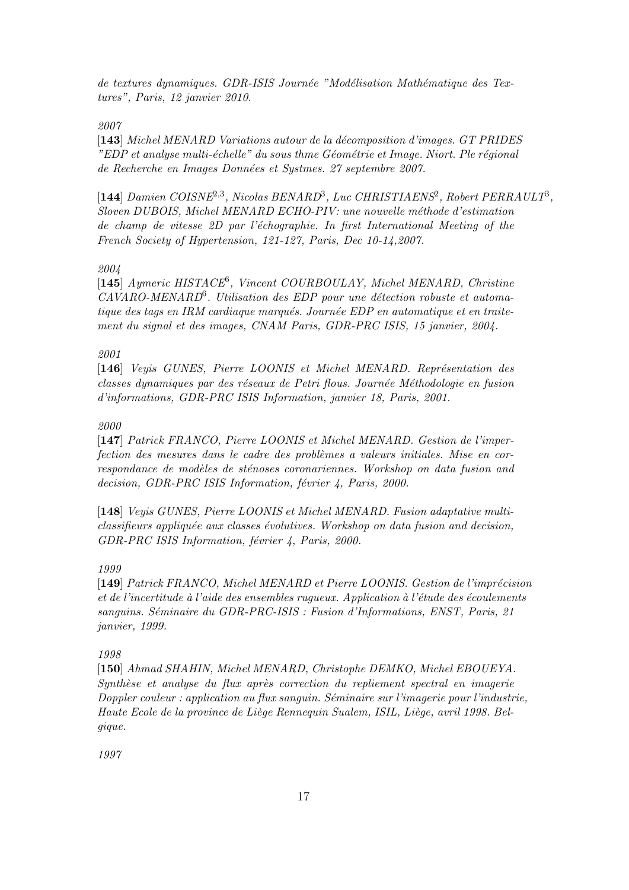*de textures dynamiques. GDR-ISIS Journée "Modélisation Mathématique des Textures", Paris, 12 janvier 2010.*

*2007*

[**143**] *Michel MENARD Variations autour de la décomposition d'images. GT PRIDES "EDP et analyse multi-échelle" du sous thme Géométrie et Image. Niort. Ple régional de Recherche en Images Données et Systmes. 27 septembre 2007.*

[**144**] *Damien COISNE[2,3], Nicolas BENARD[3], Luc CHRISTIAENS[2], Robert PERRAULT[3], Sloven DUBOIS, Michel MENARD ECHO-PIV: une nouvelle méthode d'estimation de champ de vitesse 2D par l'échographie. In first International Meeting of the French Society of Hypertension, 121-127, Paris, Dec 10-14,2007.*

*2004*

[**145**] *Aymeric HISTACE[6], Vincent COURBOULAY, Michel MENARD, Christine CAVARO-MENARD[6]. Utilisation des EDP pour une détection robuste et automatique des tags en IRM cardiaque marqués. Journée EDP en automatique et en traitement du signal et des images, CNAM Paris, GDR-PRC ISIS, 15 janvier, 2004.*

*2001*

[**146**] *Veyis GUNES, Pierre LOONIS et Michel MENARD. Représentation des classes dynamiques par des réseaux de Petri flous. Journée Méthodologie en fusion d'informations, GDR-PRC ISIS Information, janvier 18, Paris, 2001.*

*2000*

[**147**] *Patrick FRANCO, Pierre LOONIS et Michel MENARD. Gestion de l'imperfection des mesures dans le cadre des problèmes a valeurs initiales. Mise en correspondance de modèles de sténoses coronariennes. Workshop on data fusion and decision, GDR-PRC ISIS Information, février 4, Paris, 2000.*

[**148**] *Veyis GUNES, Pierre LOONIS et Michel MENARD. Fusion adaptative multi-classifieurs appliquée aux classes évolutives. Workshop on data fusion and decision, GDR-PRC ISIS Information, février 4, Paris, 2000.*

*1999*

[**149**] *Patrick FRANCO, Michel MENARD et Pierre LOONIS. Gestion de l'imprécision et de l'incertitude à l'aide des ensembles rugueux. Application à l'étude des écoulements sanguins. Séminaire du GDR-PRC-ISIS : Fusion d'Informations, ENST, Paris, 21 janvier, 1999.*

*1998*

[**150**] *Ahmad SHAHIN, Michel MENARD, Christophe DEMKO, Michel EBOUEYA. Synthèse et analyse du flux après correction du repliement spectral en imagerie Doppler couleur : application au flux sanguin. Séminaire sur l'imagerie pour l'industrie, Haute Ecole de la province de Liège Rennequin Sualem, ISIL, Liège, avril 1998. Belgique.*

*1997*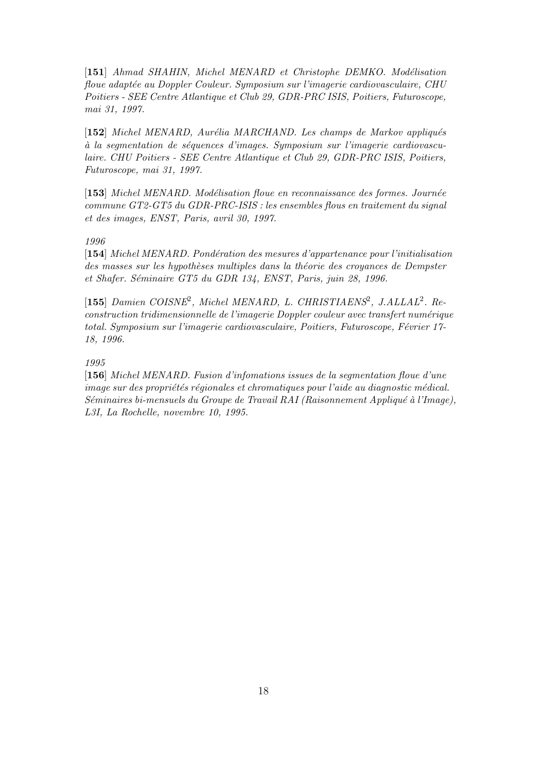[**151**] *Ahmad SHAHIN, Michel MENARD et Christophe DEMKO. Modélisation floue adaptée au Doppler Couleur. Symposium sur l'imagerie cardiovasculaire, CHU Poitiers - SEE Centre Atlantique et Club 29, GDR-PRC ISIS, Poitiers, Futuroscope, mai 31, 1997.*

[**152**] *Michel MENARD, Aurélia MARCHAND. Les champs de Markov appliqués à la segmentation de séquences d'images. Symposium sur l'imagerie cardiovasculaire. CHU Poitiers - SEE Centre Atlantique et Club 29, GDR-PRC ISIS, Poitiers, Futuroscope, mai 31, 1997.*

[**153**] *Michel MENARD. Modélisation floue en reconnaissance des formes. Journée commune GT2-GT5 du GDR-PRC-ISIS : les ensembles flous en traitement du signal et des images, ENST, Paris, avril 30, 1997.*

*1996*

[**154**] *Michel MENARD. Pondération des mesures d'appartenance pour l'initialisation des masses sur les hypothèses multiples dans la théorie des croyances de Dempster et Shafer. Séminaire GT5 du GDR 134, ENST, Paris, juin 28, 1996.*

[**155**] *Damien COISNE[2], Michel MENARD, L. CHRISTIAENS[2], J.ALLAL[2]. Reconstruction tridimensionnelle de l'imagerie Doppler couleur avec transfert numérique total. Symposium sur l'imagerie cardiovasculaire, Poitiers, Futuroscope, Février 17-18, 1996.*

*1995*

[**156**] *Michel MENARD. Fusion d'infomations issues de la segmentation floue d'une image sur des propriétés régionales et chromatiques pour l'aide au diagnostic médical. Séminaires bi-mensuels du Groupe de Travail RAI (Raisonnement Appliqué à l'Image), L3I, La Rochelle, novembre 10, 1995.*